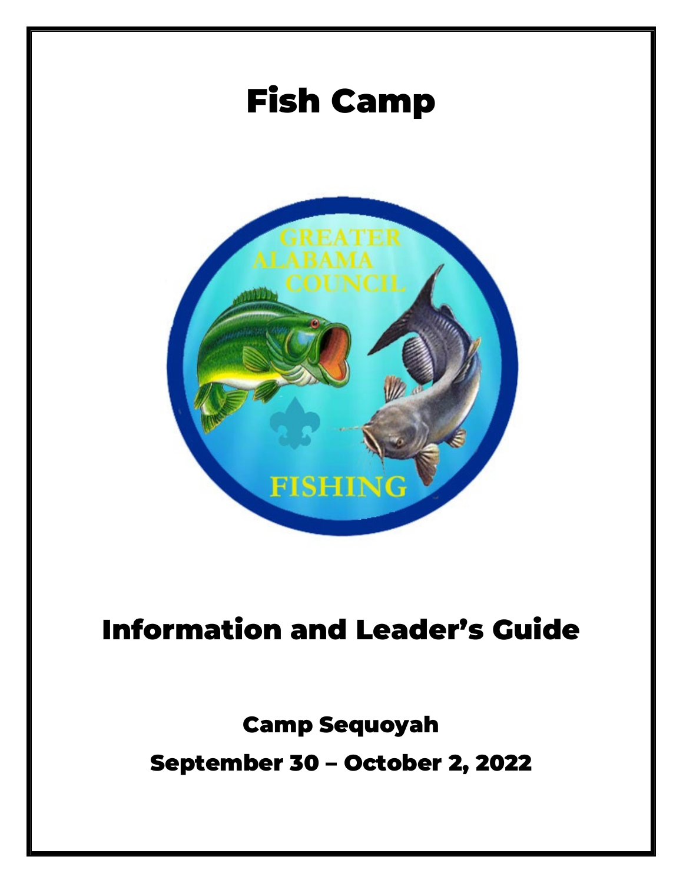# Fish Camp

## Information and Leader's Guide

### Camp Sequoyah

### September 30 – October 2, 2022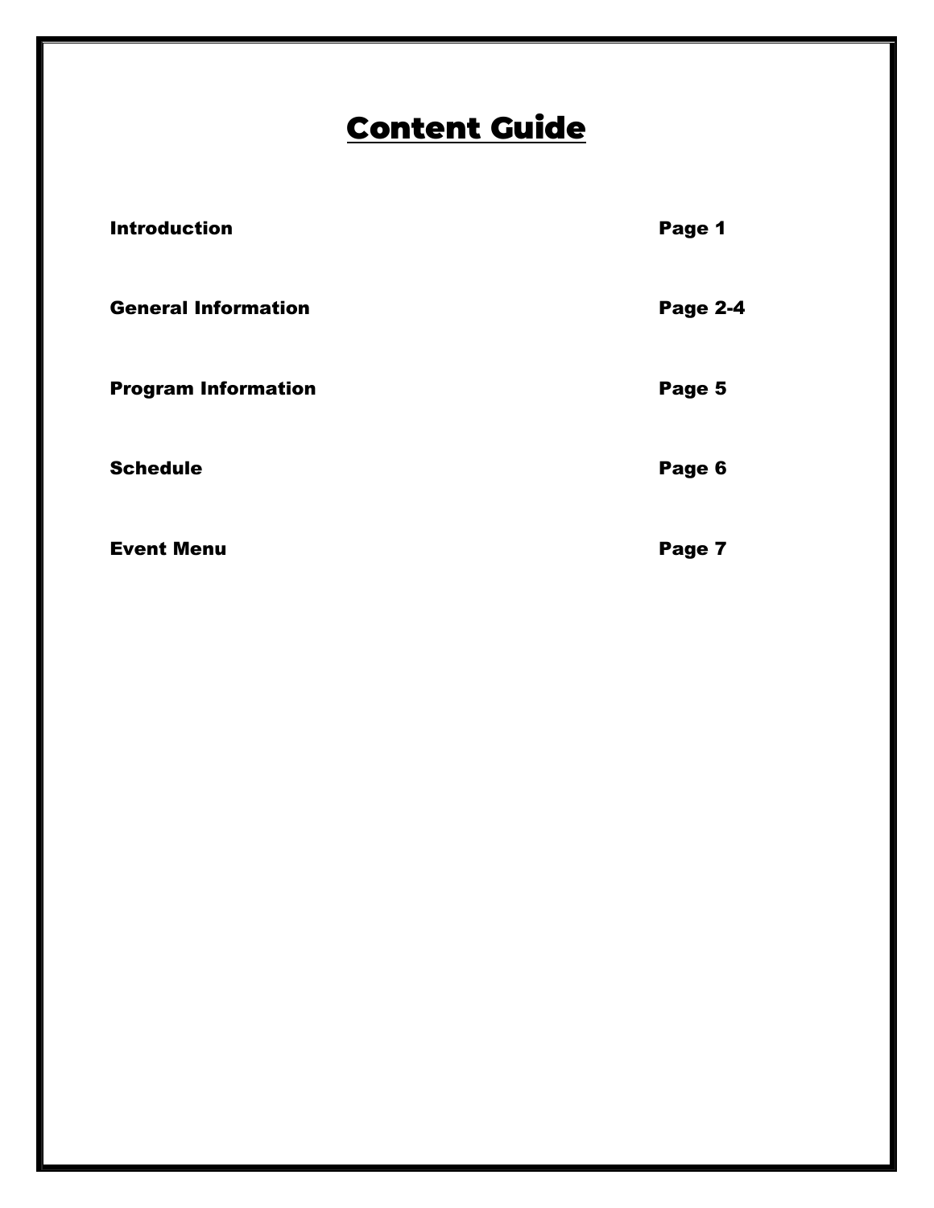# Content Guide

| | |
|---|---|
| **Introduction** | **Page 1** |
| **General Information** | **Page 2-4** |
| **Program Information** | **Page 5** |
| **Schedule** | **Page 6** |
| **Event Menu** | **Page 7** |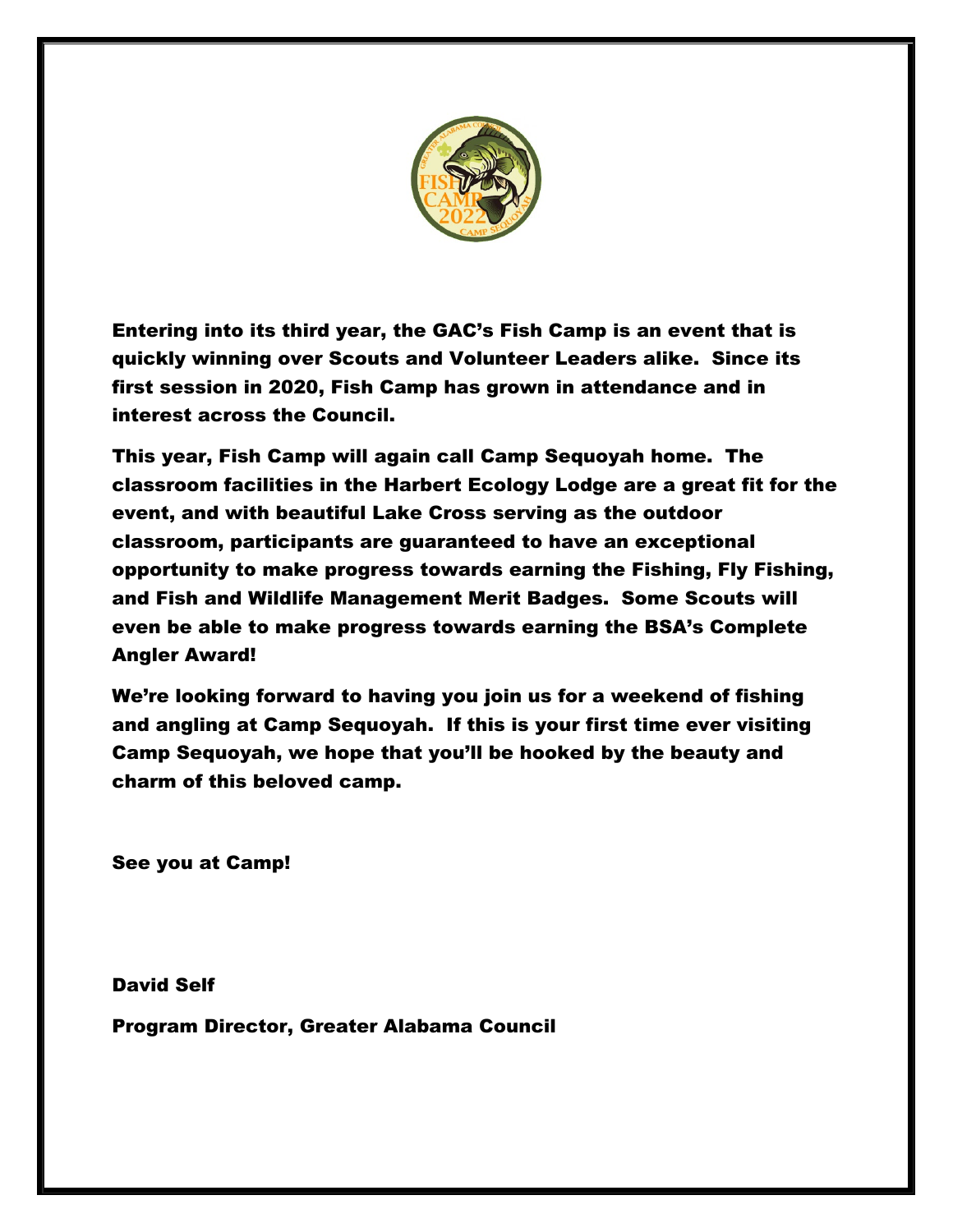**Entering into its third year, the GAC's Fish Camp is an event that is quickly winning over Scouts and Volunteer Leaders alike. Since its first session in 2020, Fish Camp has grown in attendance and in interest across the Council.**

**This year, Fish Camp will again call Camp Sequoyah home. The classroom facilities in the Harbert Ecology Lodge are a great fit for the event, and with beautiful Lake Cross serving as the outdoor classroom, participants are guaranteed to have an exceptional opportunity to make progress towards earning the Fishing, Fly Fishing, and Fish and Wildlife Management Merit Badges. Some Scouts will even be able to make progress towards earning the BSA's Complete Angler Award!**

**We're looking forward to having you join us for a weekend of fishing and angling at Camp Sequoyah. If this is your first time ever visiting Camp Sequoyah, we hope that you'll be hooked by the beauty and charm of this beloved camp.**

**See you at Camp!**

**David Self**

**Program Director, Greater Alabama Council**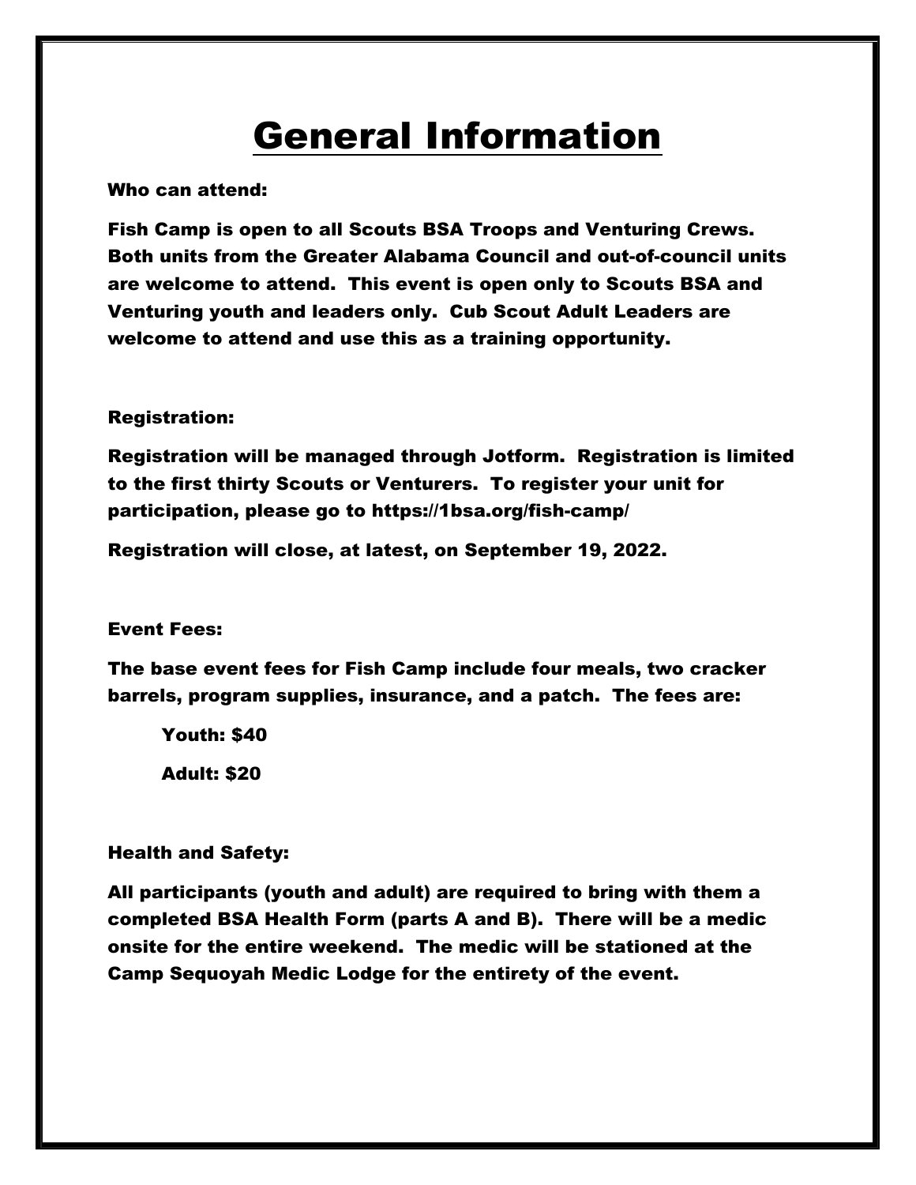# General Information

**Who can attend:**

**Fish Camp is open to all Scouts BSA Troops and Venturing Crews. Both units from the Greater Alabama Council and out-of-council units are welcome to attend. This event is open only to Scouts BSA and Venturing youth and leaders only. Cub Scout Adult Leaders are welcome to attend and use this as a training opportunity.**

**Registration:**

**Registration will be managed through Jotform. Registration is limited to the first thirty Scouts or Venturers. To register your unit for participation, please go to https://1bsa.org/fish-camp/**

**Registration will close, at latest, on September 19, 2022.**

**Event Fees:**

**The base event fees for Fish Camp include four meals, two cracker barrels, program supplies, insurance, and a patch. The fees are:**

**Youth: $40**

**Adult: $20**

**Health and Safety:**

**All participants (youth and adult) are required to bring with them a completed BSA Health Form (parts A and B). There will be a medic onsite for the entire weekend. The medic will be stationed at the Camp Sequoyah Medic Lodge for the entirety of the event.**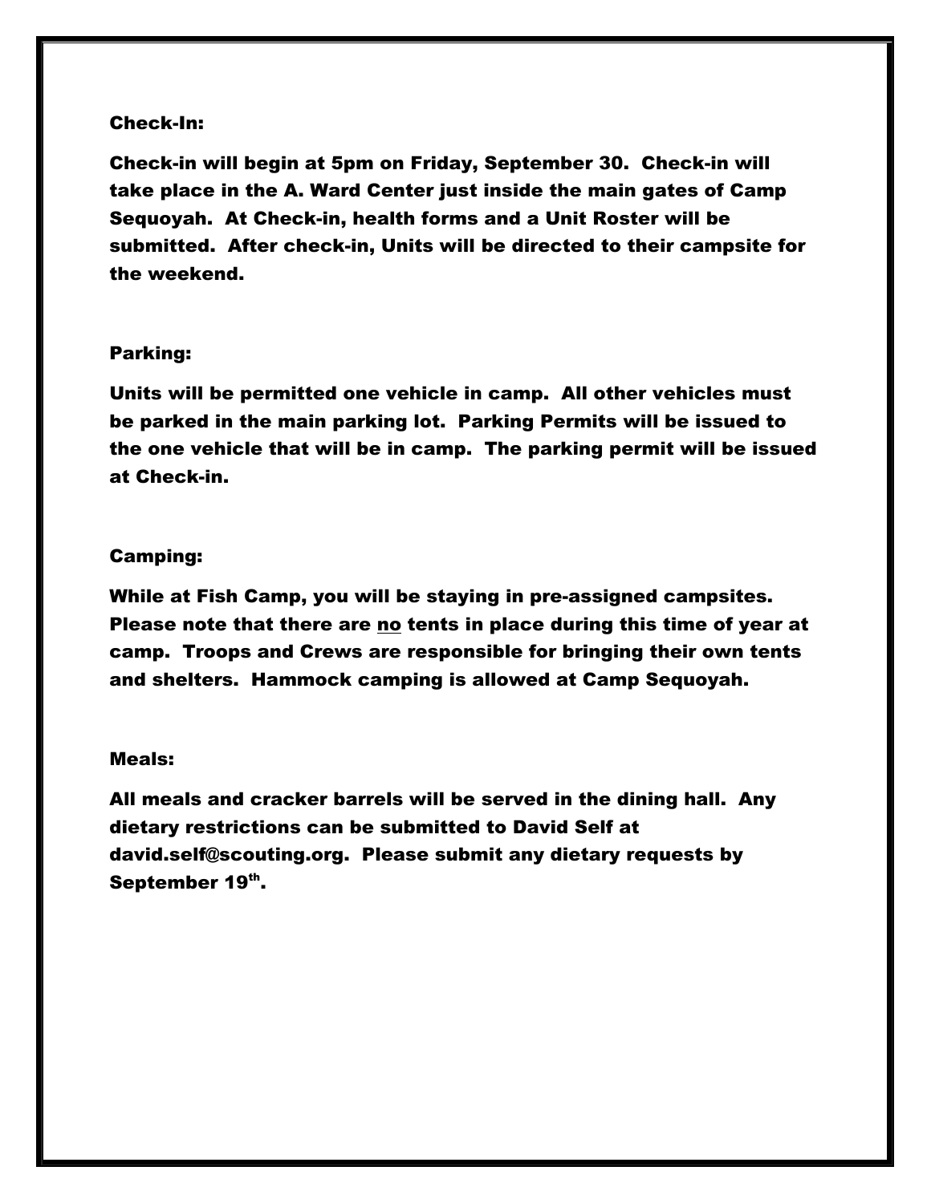## Check-In:

Check-in will begin at 5pm on Friday, September 30. Check-in will take place in the A. Ward Center just inside the main gates of Camp Sequoyah. At Check-in, health forms and a Unit Roster will be submitted. After check-in, Units will be directed to their campsite for the weekend.

## Parking:

Units will be permitted one vehicle in camp. All other vehicles must be parked in the main parking lot. Parking Permits will be issued to the one vehicle that will be in camp. The parking permit will be issued at Check-in.

## Camping:

While at Fish Camp, you will be staying in pre-assigned campsites. Please note that there are no tents in place during this time of year at camp. Troops and Crews are responsible for bringing their own tents and shelters. Hammock camping is allowed at Camp Sequoyah.

## Meals:

All meals and cracker barrels will be served in the dining hall. Any dietary restrictions can be submitted to David Self at david.self@scouting.org. Please submit any dietary requests by September 19th.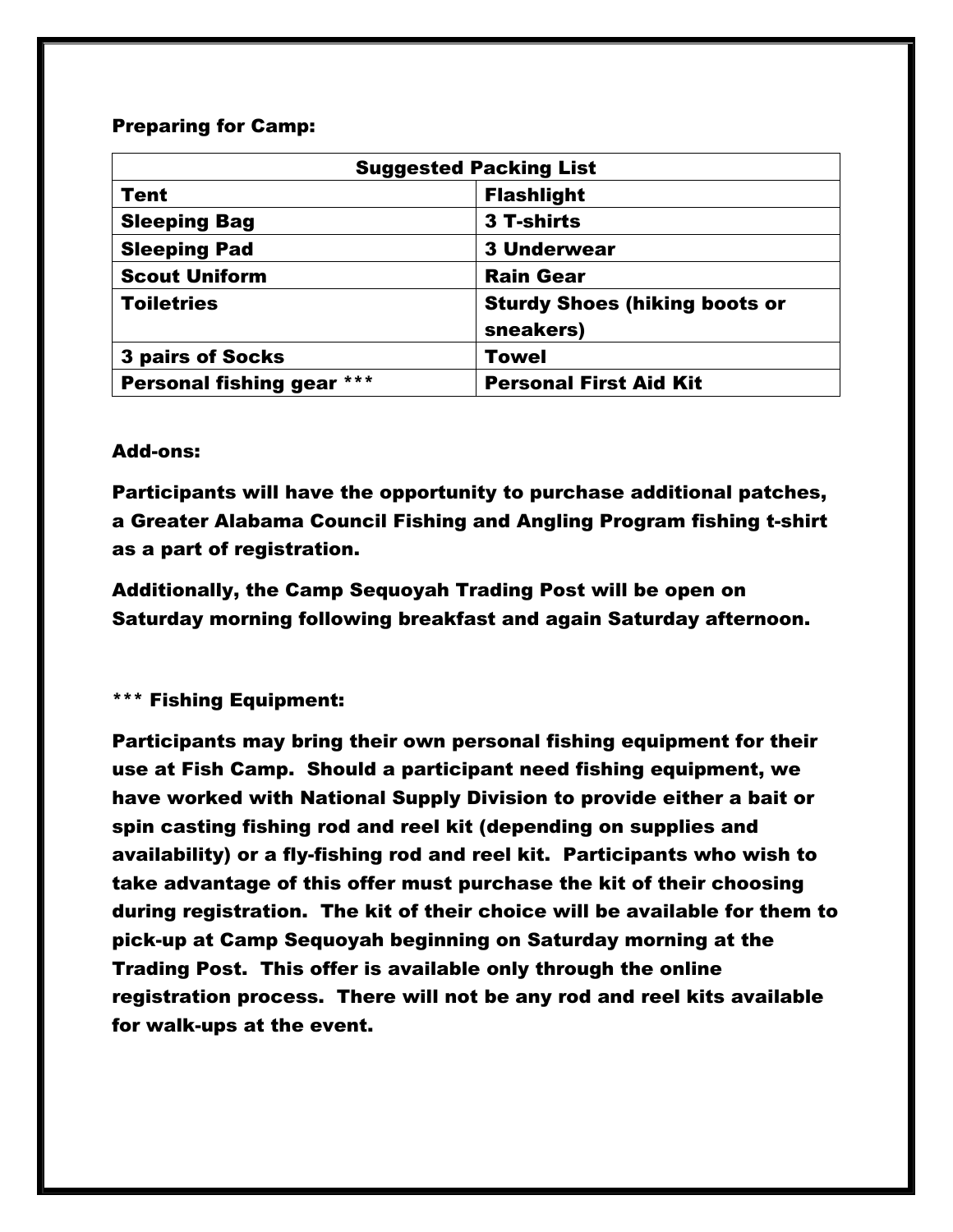**Preparing for Camp:**

| Suggested Packing List | |
|---|---|
| Tent | Flashlight |
| Sleeping Bag | 3 T-shirts |
| Sleeping Pad | 3 Underwear |
| Scout Uniform | Rain Gear |
| Toiletries | Sturdy Shoes (hiking boots or sneakers) |
| 3 pairs of Socks | Towel |
| Personal fishing gear *** | Personal First Aid Kit |

**Add-ons:**

**Participants will have the opportunity to purchase additional patches, a Greater Alabama Council Fishing and Angling Program fishing t-shirt as a part of registration.**

**Additionally, the Camp Sequoyah Trading Post will be open on Saturday morning following breakfast and again Saturday afternoon.**

**\*** Fishing Equipment:**

**Participants may bring their own personal fishing equipment for their use at Fish Camp. Should a participant need fishing equipment, we have worked with National Supply Division to provide either a bait or spin casting fishing rod and reel kit (depending on supplies and availability) or a fly-fishing rod and reel kit. Participants who wish to take advantage of this offer must purchase the kit of their choosing during registration. The kit of their choice will be available for them to pick-up at Camp Sequoyah beginning on Saturday morning at the Trading Post. This offer is available only through the online registration process. There will not be any rod and reel kits available for walk-ups at the event.**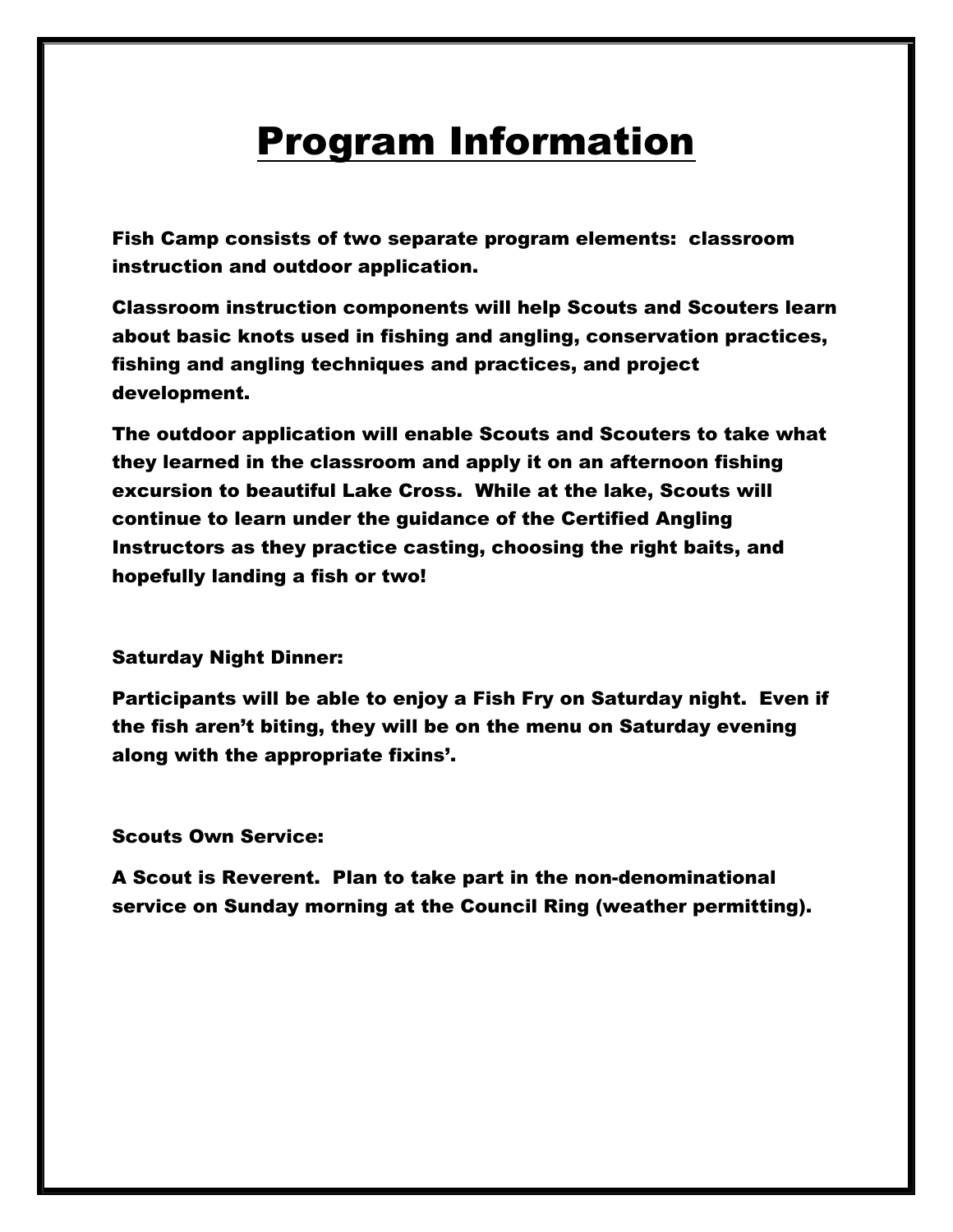# Program Information

**Fish Camp consists of two separate program elements: classroom instruction and outdoor application.**

**Classroom instruction components will help Scouts and Scouters learn about basic knots used in fishing and angling, conservation practices, fishing and angling techniques and practices, and project development.**

**The outdoor application will enable Scouts and Scouters to take what they learned in the classroom and apply it on an afternoon fishing excursion to beautiful Lake Cross. While at the lake, Scouts will continue to learn under the guidance of the Certified Angling Instructors as they practice casting, choosing the right baits, and hopefully landing a fish or two!**

**Saturday Night Dinner:**

**Participants will be able to enjoy a Fish Fry on Saturday night. Even if the fish aren't biting, they will be on the menu on Saturday evening along with the appropriate fixins'.**

**Scouts Own Service:**

**A Scout is Reverent. Plan to take part in the non-denominational service on Sunday morning at the Council Ring (weather permitting).**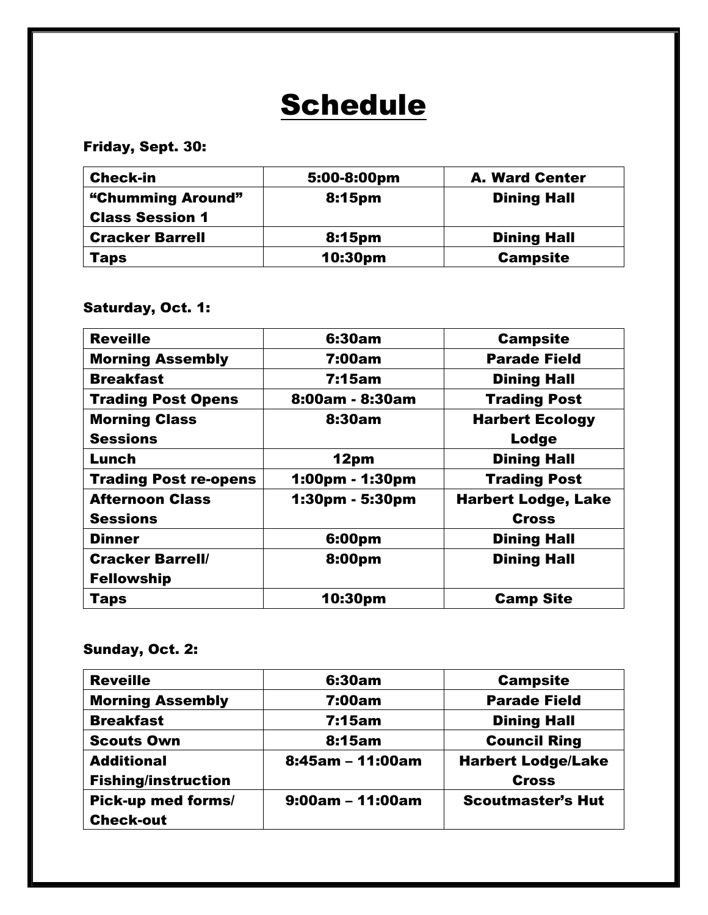# Schedule

**Friday, Sept. 30:**

| Check-in | 5:00-8:00pm | A. Ward Center |
|---|---|---|
| "Chumming Around" Class Session 1 | 8:15pm | Dining Hall |
| Cracker Barrell | 8:15pm | Dining Hall |
| Taps | 10:30pm | Campsite |

**Saturday, Oct. 1:**

| Reveille | 6:30am | Campsite |
|---|---|---|
| Morning Assembly | 7:00am | Parade Field |
| Breakfast | 7:15am | Dining Hall |
| Trading Post Opens | 8:00am - 8:30am | Trading Post |
| Morning Class Sessions | 8:30am | Harbert Ecology Lodge |
| Lunch | 12pm | Dining Hall |
| Trading Post re-opens | 1:00pm - 1:30pm | Trading Post |
| Afternoon Class Sessions | 1:30pm - 5:30pm | Harbert Lodge, Lake Cross |
| Dinner | 6:00pm | Dining Hall |
| Cracker Barrell/ Fellowship | 8:00pm | Dining Hall |
| Taps | 10:30pm | Camp Site |

**Sunday, Oct. 2:**

| Reveille | 6:30am | Campsite |
|---|---|---|
| Morning Assembly | 7:00am | Parade Field |
| Breakfast | 7:15am | Dining Hall |
| Scouts Own | 8:15am | Council Ring |
| Additional Fishing/instruction | 8:45am – 11:00am | Harbert Lodge/Lake Cross |
| Pick-up med forms/ Check-out | 9:00am – 11:00am | Scoutmaster's Hut |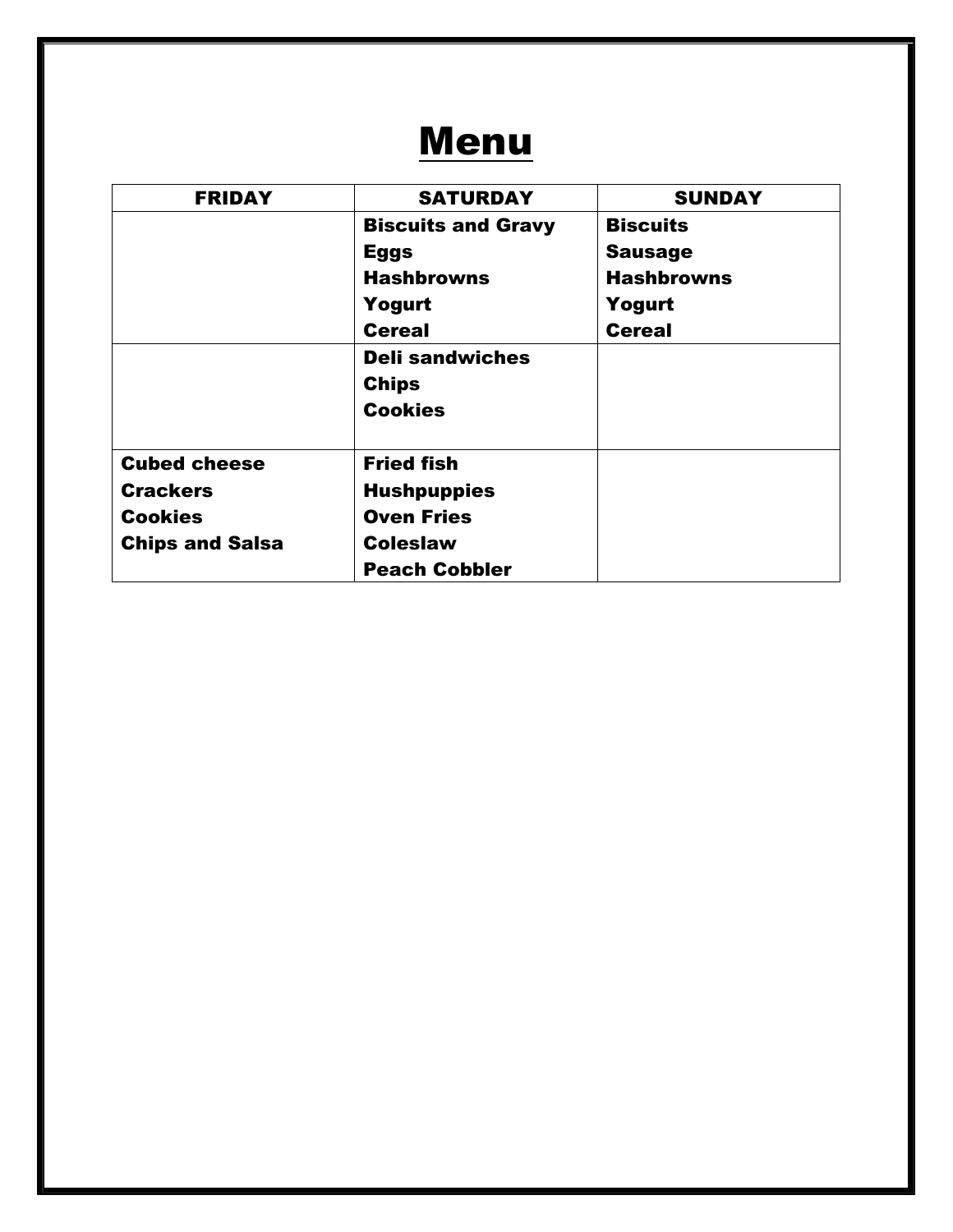# Menu

| FRIDAY | SATURDAY | SUNDAY |
|---|---|---|
| | **Biscuits and Gravy**<br>**Eggs**<br>**Hashbrowns**<br>**Yogurt**<br>**Cereal** | **Biscuits**<br>**Sausage**<br>**Hashbrowns**<br>**Yogurt**<br>**Cereal** |
| | **Deli sandwiches**<br>**Chips**<br>**Cookies** | |
| **Cubed cheese**<br>**Crackers**<br>**Cookies**<br>**Chips and Salsa** | **Fried fish**<br>**Hushpuppies**<br>**Oven Fries**<br>**Coleslaw**<br>**Peach Cobbler** | |